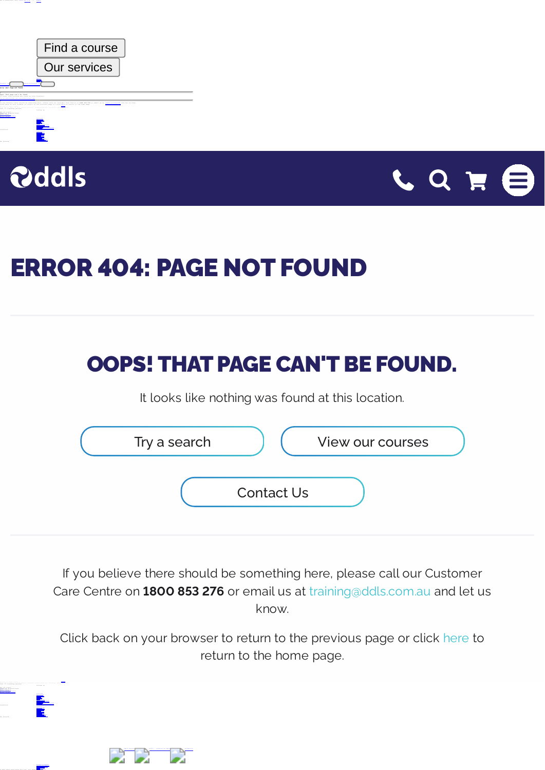Find a course

Our services

ddls

# ERROR 404: PAGE NOT FOUND

## OOPS! THAT PAGE CAN'T BE FOUND.

It looks like nothing was found at this location.

Try a search

View our courses

Contact Us

If you believe there should be something here, please call our Customer Care Centre on **1800 853 276** or email us at training@ddls.com.au and let us know.

Click back on your browser to return to the previous page or click here to return to the home page.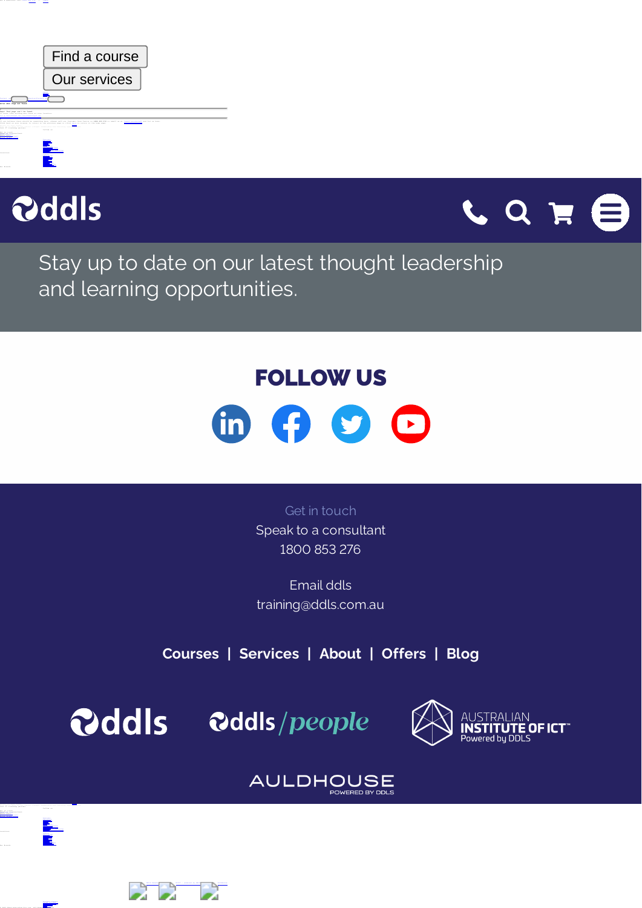Find a course

Our services

Stay up to date on our latest thought leadership and learning opportunities.

## FOLLOW US

Get in touch

Speak to a consultant

1800 853 276

Email ddls

training@ddls.com.au

**Courses** | **Services** | **About** | **Offers** | **Blog**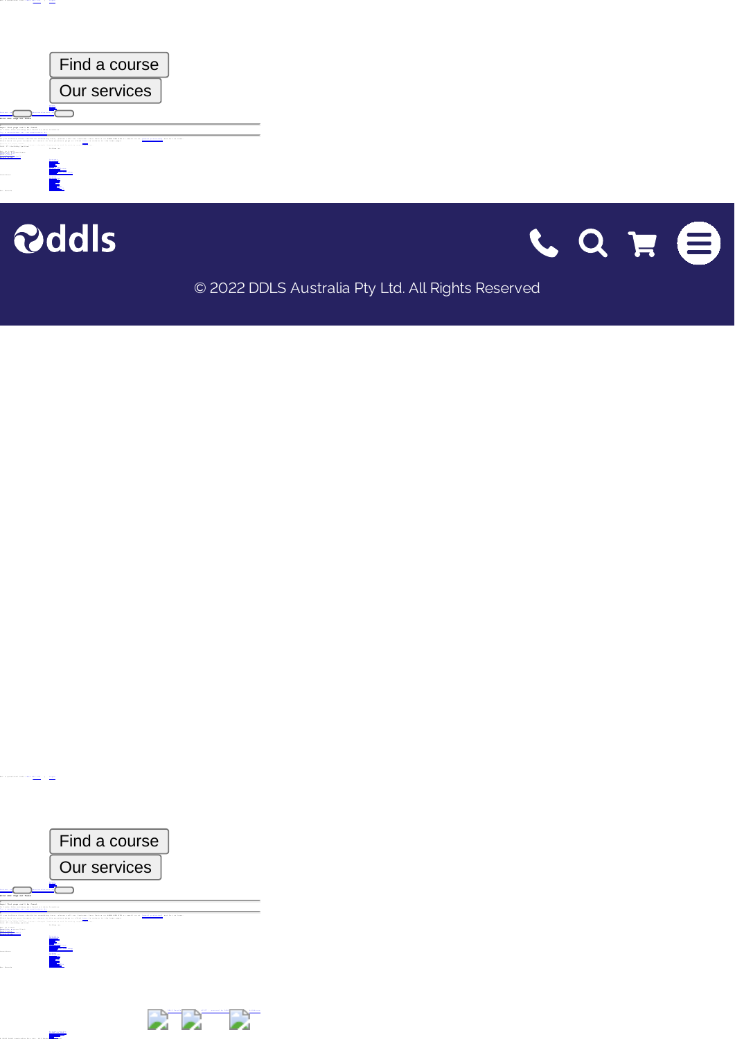Find a course

Our services

© 2022 DDLS Australia Pty Ltd. All Rights Reserved

Find a course

Our services